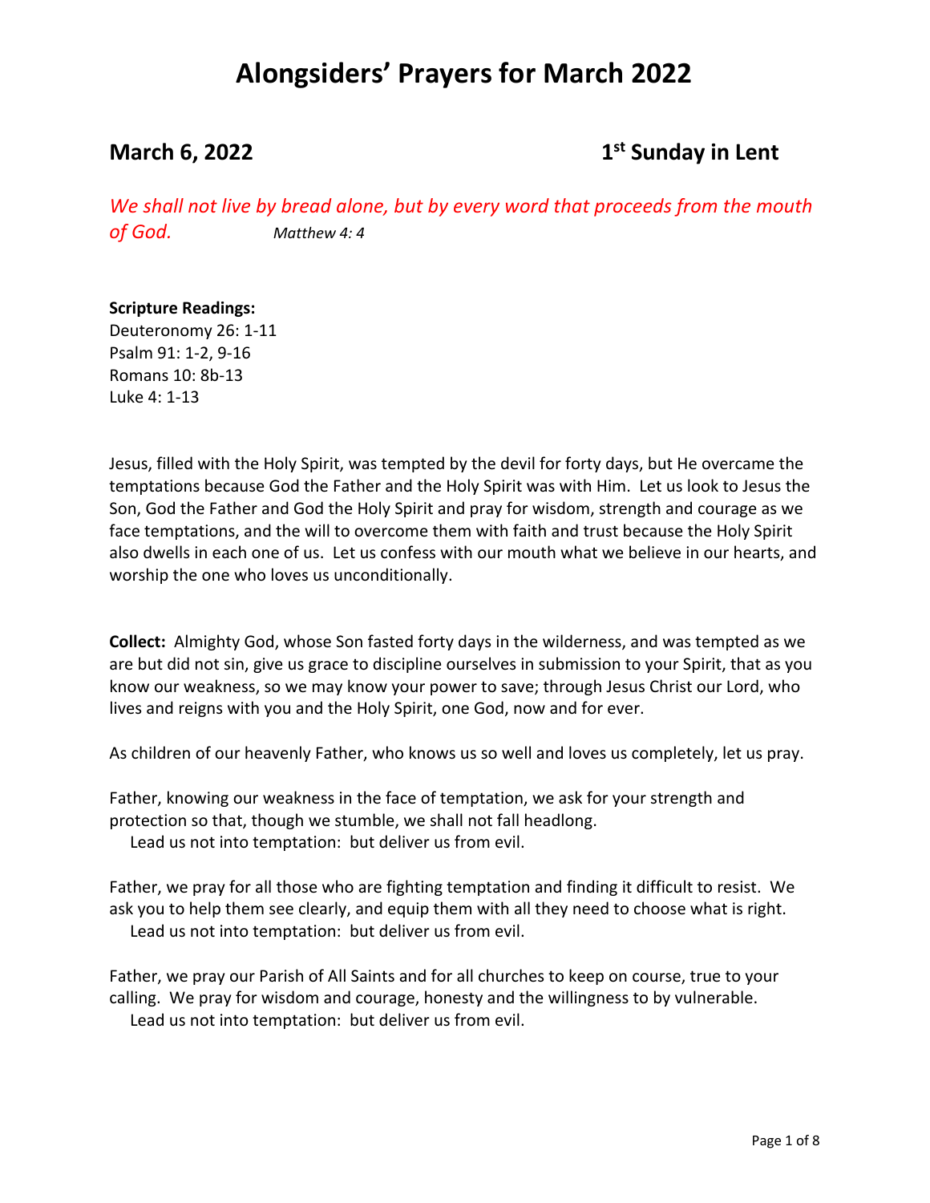# Alongsiders' Prayers for March 2022

## March 6, 2022 — 1st Sunday in Lent

*We shall not live by bread alone, but by every word that proceeds from the mouth of God.* *Matthew 4: 4*

**Scripture Readings:**
Deuteronomy 26: 1-11
Psalm 91: 1-2, 9-16
Romans 10: 8b-13
Luke 4: 1-13

Jesus, filled with the Holy Spirit, was tempted by the devil for forty days, but He overcame the temptations because God the Father and the Holy Spirit was with Him. Let us look to Jesus the Son, God the Father and God the Holy Spirit and pray for wisdom, strength and courage as we face temptations, and the will to overcome them with faith and trust because the Holy Spirit also dwells in each one of us. Let us confess with our mouth what we believe in our hearts, and worship the one who loves us unconditionally.

**Collect:** Almighty God, whose Son fasted forty days in the wilderness, and was tempted as we are but did not sin, give us grace to discipline ourselves in submission to your Spirit, that as you know our weakness, so we may know your power to save; through Jesus Christ our Lord, who lives and reigns with you and the Holy Spirit, one God, now and for ever.

As children of our heavenly Father, who knows us so well and loves us completely, let us pray.

Father, knowing our weakness in the face of temptation, we ask for your strength and protection so that, though we stumble, we shall not fall headlong.
Lead us not into temptation: but deliver us from evil.

Father, we pray for all those who are fighting temptation and finding it difficult to resist. We ask you to help them see clearly, and equip them with all they need to choose what is right.
Lead us not into temptation: but deliver us from evil.

Father, we pray our Parish of All Saints and for all churches to keep on course, true to your calling. We pray for wisdom and courage, honesty and the willingness to by vulnerable.
Lead us not into temptation: but deliver us from evil.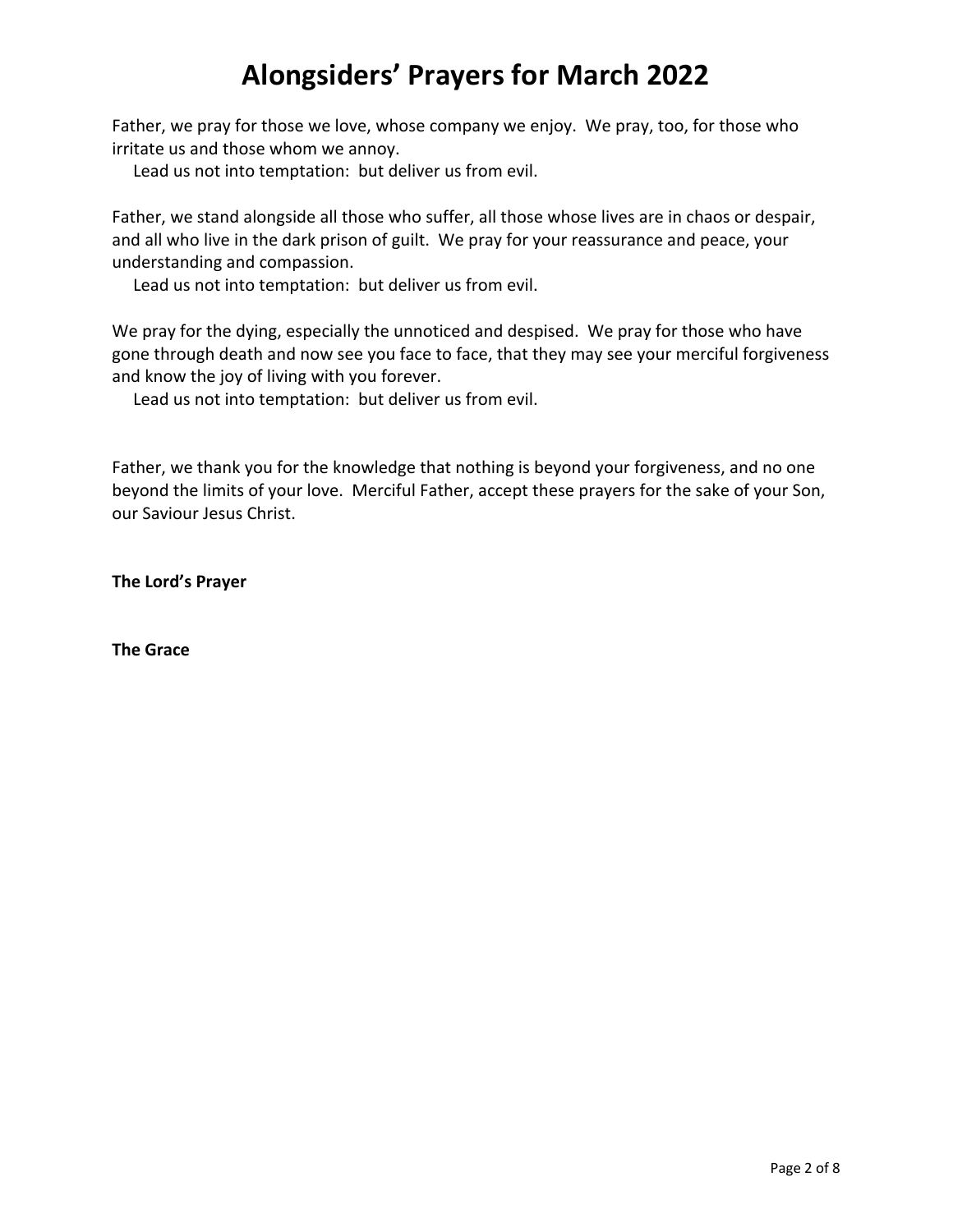# Alongsiders' Prayers for March 2022

Father, we pray for those we love, whose company we enjoy. We pray, too, for those who irritate us and those whom we annoy.

Lead us not into temptation: but deliver us from evil.

Father, we stand alongside all those who suffer, all those whose lives are in chaos or despair, and all who live in the dark prison of guilt. We pray for your reassurance and peace, your understanding and compassion.

Lead us not into temptation: but deliver us from evil.

We pray for the dying, especially the unnoticed and despised. We pray for those who have gone through death and now see you face to face, that they may see your merciful forgiveness and know the joy of living with you forever.

Lead us not into temptation: but deliver us from evil.

Father, we thank you for the knowledge that nothing is beyond your forgiveness, and no one beyond the limits of your love. Merciful Father, accept these prayers for the sake of your Son, our Saviour Jesus Christ.

**The Lord's Prayer**

**The Grace**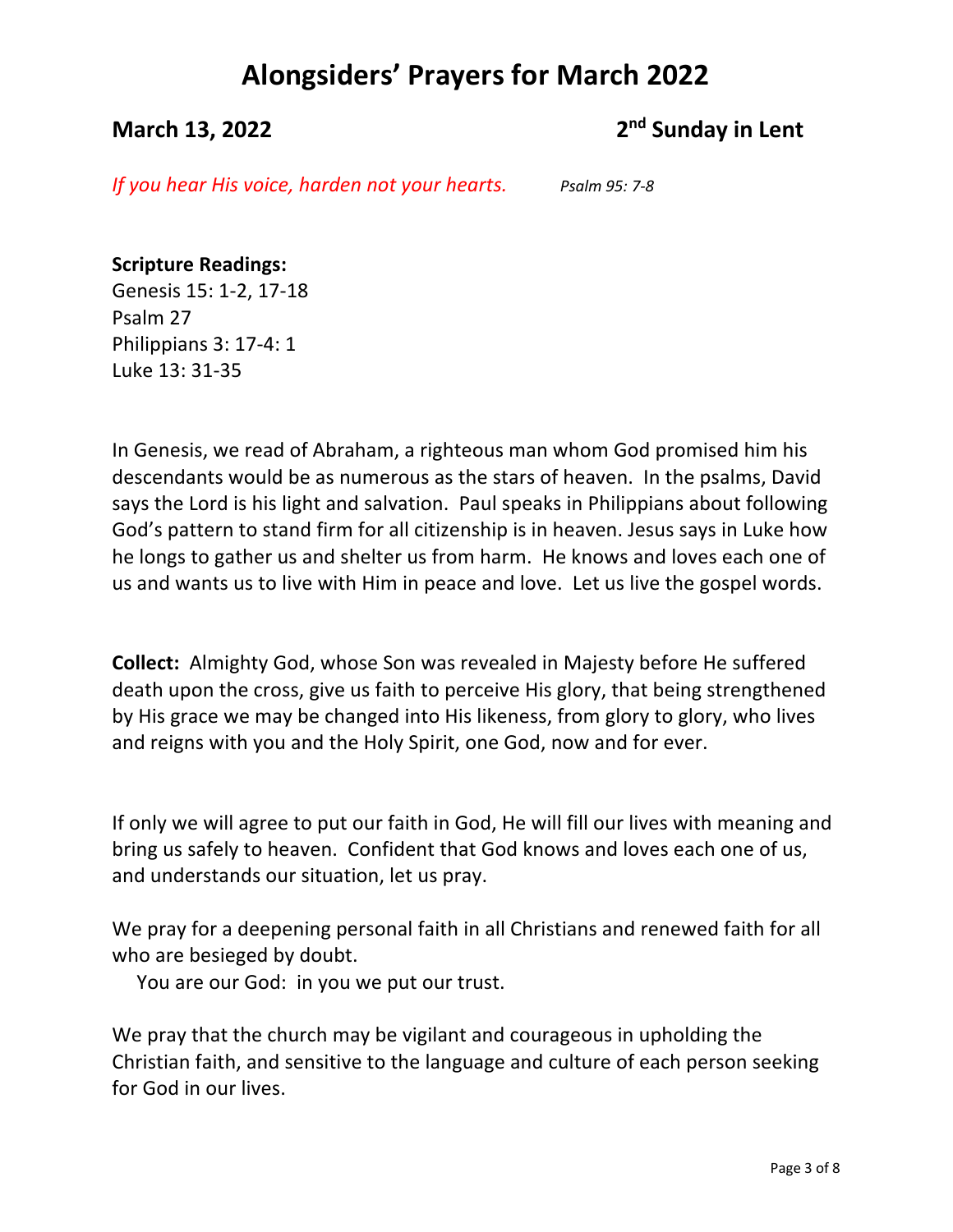# Alongsiders' Prayers for March 2022

## March 13, 2022 — 2nd Sunday in Lent

*If you hear His voice, harden not your hearts.* *Psalm 95: 7-8*

**Scripture Readings:**
Genesis 15: 1-2, 17-18
Psalm 27
Philippians 3: 17-4: 1
Luke 13: 31-35

In Genesis, we read of Abraham, a righteous man whom God promised him his descendants would be as numerous as the stars of heaven. In the psalms, David says the Lord is his light and salvation. Paul speaks in Philippians about following God's pattern to stand firm for all citizenship is in heaven. Jesus says in Luke how he longs to gather us and shelter us from harm. He knows and loves each one of us and wants us to live with Him in peace and love. Let us live the gospel words.

**Collect:** Almighty God, whose Son was revealed in Majesty before He suffered death upon the cross, give us faith to perceive His glory, that being strengthened by His grace we may be changed into His likeness, from glory to glory, who lives and reigns with you and the Holy Spirit, one God, now and for ever.

If only we will agree to put our faith in God, He will fill our lives with meaning and bring us safely to heaven. Confident that God knows and loves each one of us, and understands our situation, let us pray.

We pray for a deepening personal faith in all Christians and renewed faith for all who are besieged by doubt.
You are our God: in you we put our trust.

We pray that the church may be vigilant and courageous in upholding the Christian faith, and sensitive to the language and culture of each person seeking for God in our lives.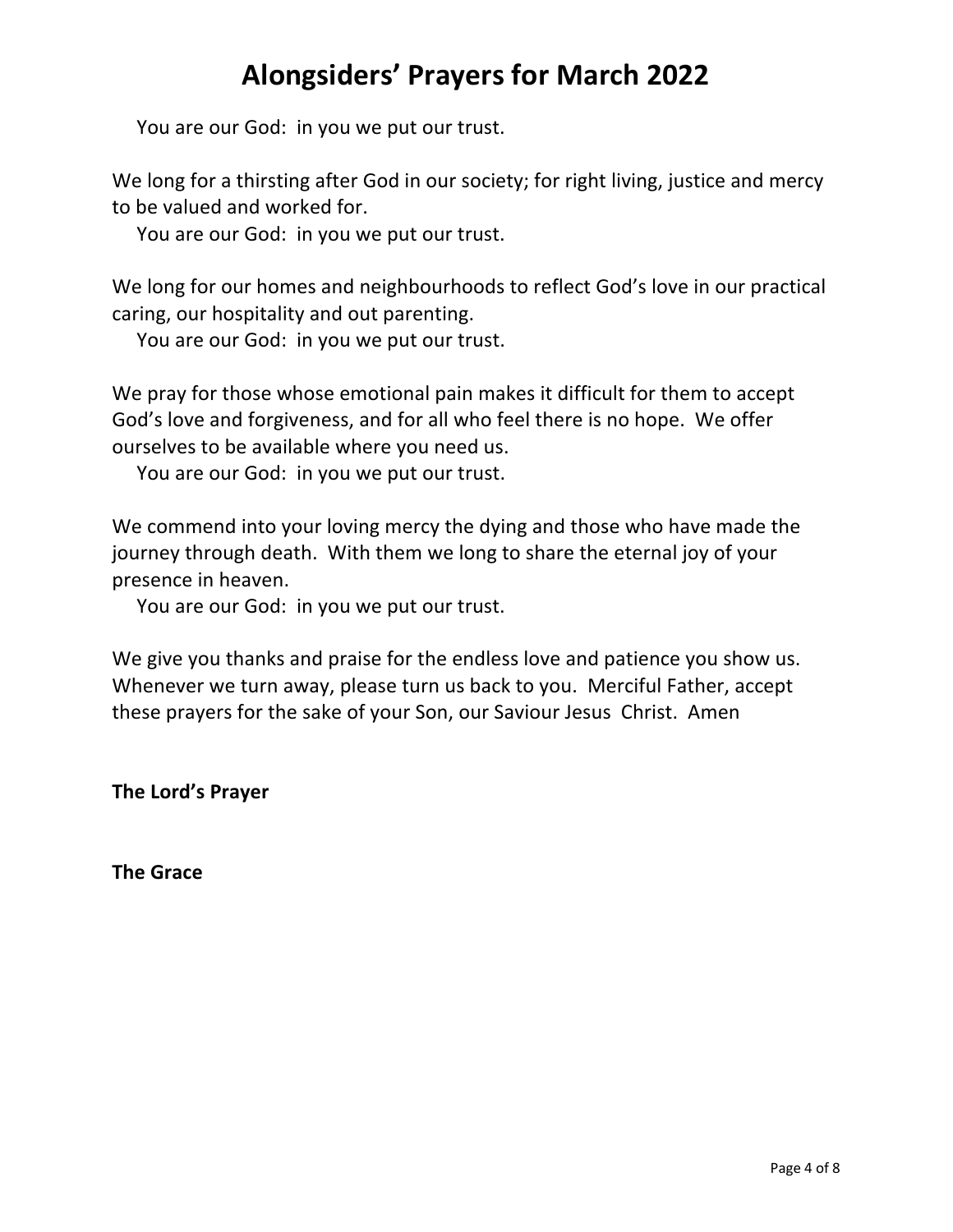You are our God: in you we put our trust.

We long for a thirsting after God in our society; for right living, justice and mercy to be valued and worked for.

You are our God: in you we put our trust.

We long for our homes and neighbourhoods to reflect God's love in our practical caring, our hospitality and out parenting.

You are our God: in you we put our trust.

We pray for those whose emotional pain makes it difficult for them to accept God's love and forgiveness, and for all who feel there is no hope. We offer ourselves to be available where you need us.

You are our God: in you we put our trust.

We commend into your loving mercy the dying and those who have made the journey through death. With them we long to share the eternal joy of your presence in heaven.

You are our God: in you we put our trust.

We give you thanks and praise for the endless love and patience you show us. Whenever we turn away, please turn us back to you. Merciful Father, accept these prayers for the sake of your Son, our Saviour Jesus Christ. Amen

**The Lord's Prayer**

**The Grace**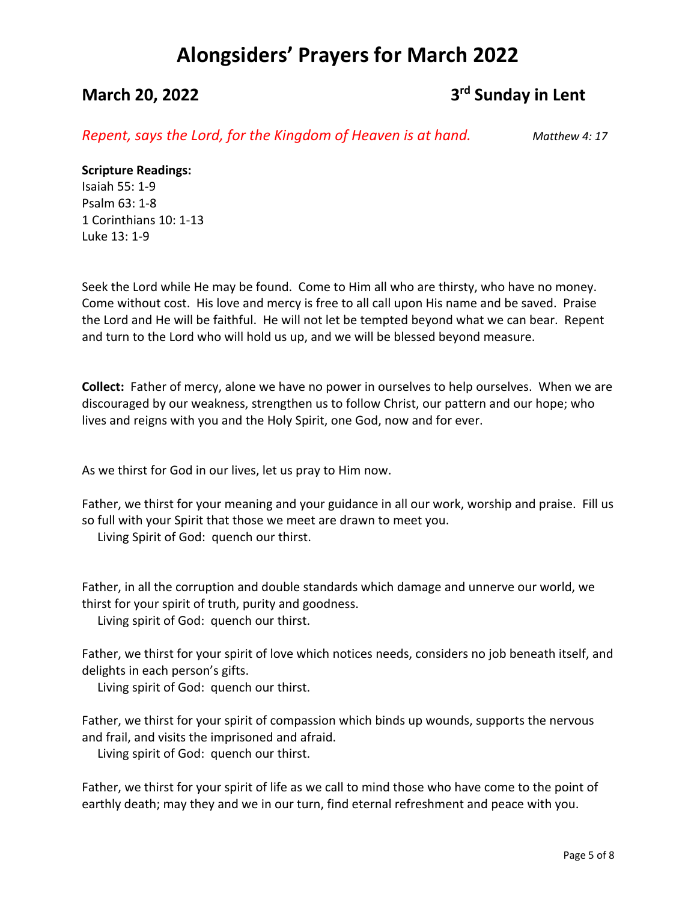# Alongsiders' Prayers for March 2022

## March 20, 2022 — 3rd Sunday in Lent

*Repent, says the Lord, for the Kingdom of Heaven is at hand.* *Matthew 4: 17*

**Scripture Readings:**
Isaiah 55: 1-9
Psalm 63: 1-8
1 Corinthians 10: 1-13
Luke 13: 1-9

Seek the Lord while He may be found. Come to Him all who are thirsty, who have no money. Come without cost. His love and mercy is free to all call upon His name and be saved. Praise the Lord and He will be faithful. He will not let be tempted beyond what we can bear. Repent and turn to the Lord who will hold us up, and we will be blessed beyond measure.

**Collect:** Father of mercy, alone we have no power in ourselves to help ourselves. When we are discouraged by our weakness, strengthen us to follow Christ, our pattern and our hope; who lives and reigns with you and the Holy Spirit, one God, now and for ever.

As we thirst for God in our lives, let us pray to Him now.

Father, we thirst for your meaning and your guidance in all our work, worship and praise. Fill us so full with your Spirit that those we meet are drawn to meet you.
Living Spirit of God: quench our thirst.

Father, in all the corruption and double standards which damage and unnerve our world, we thirst for your spirit of truth, purity and goodness.
Living spirit of God: quench our thirst.

Father, we thirst for your spirit of love which notices needs, considers no job beneath itself, and delights in each person's gifts.
Living spirit of God: quench our thirst.

Father, we thirst for your spirit of compassion which binds up wounds, supports the nervous and frail, and visits the imprisoned and afraid.
Living spirit of God: quench our thirst.

Father, we thirst for your spirit of life as we call to mind those who have come to the point of earthly death; may they and we in our turn, find eternal refreshment and peace with you.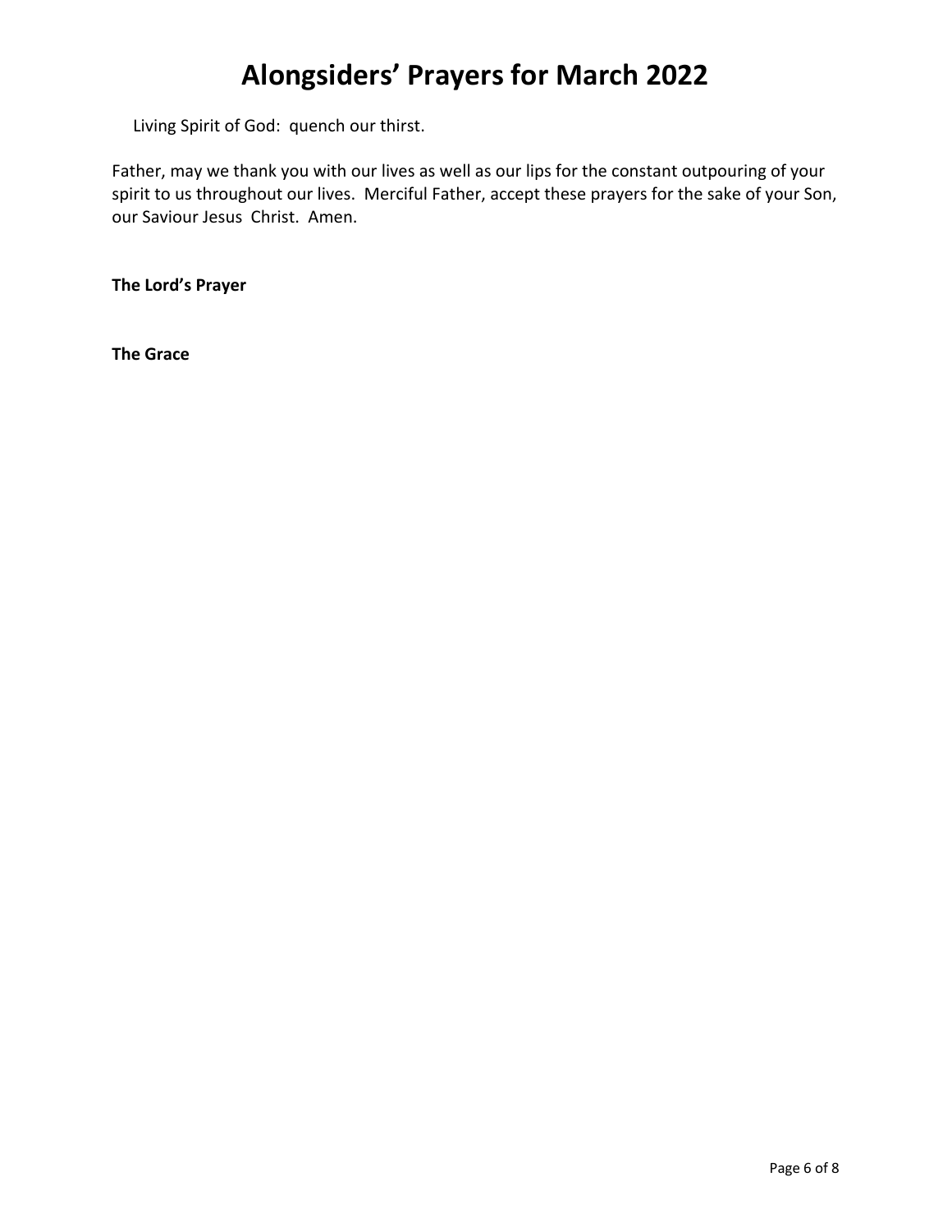# Alongsiders' Prayers for March 2022

Living Spirit of God: quench our thirst.

Father, may we thank you with our lives as well as our lips for the constant outpouring of your spirit to us throughout our lives. Merciful Father, accept these prayers for the sake of your Son, our Saviour Jesus Christ. Amen.

**The Lord's Prayer**

**The Grace**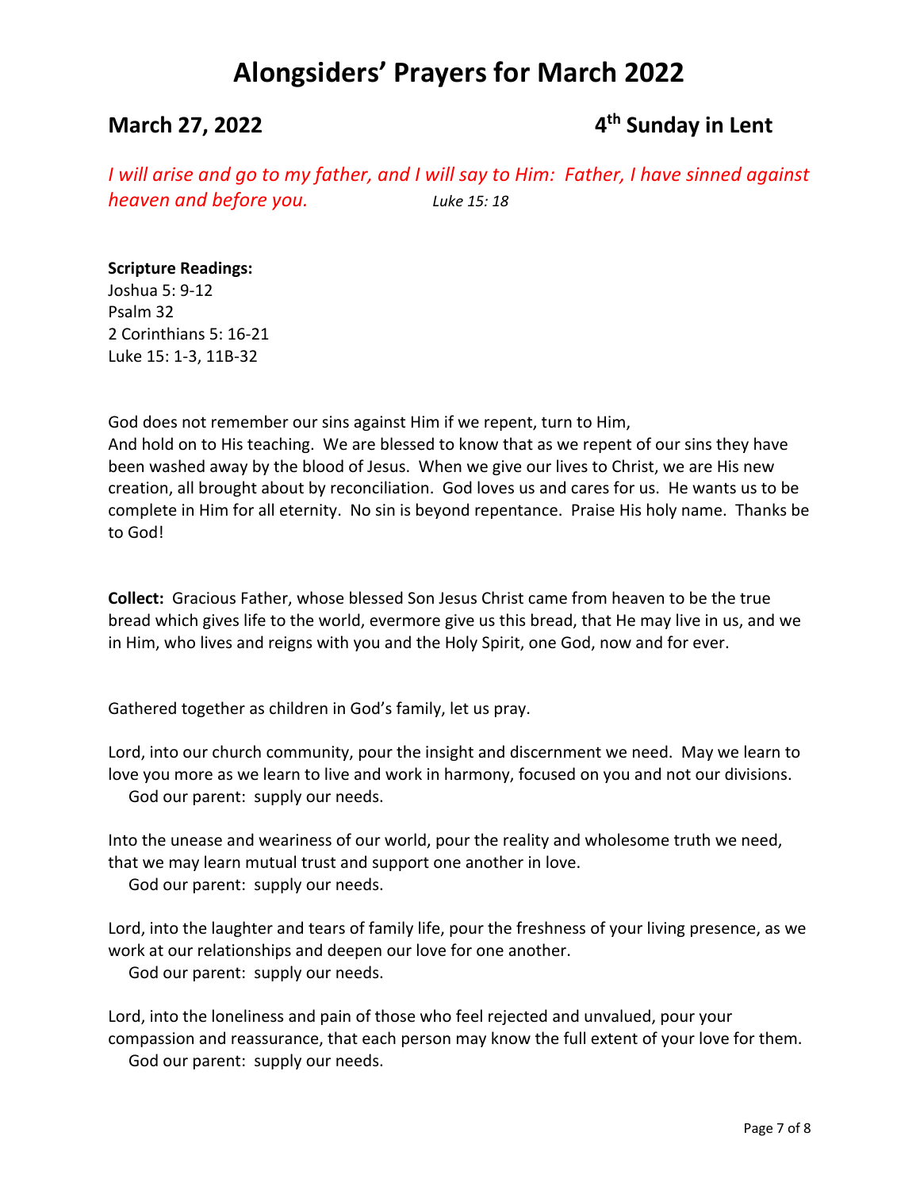# Alongsiders' Prayers for March 2022

## March 27, 2022 — 4th Sunday in Lent

*I will arise and go to my father, and I will say to Him: Father, I have sinned against heaven and before you.* *Luke 15: 18*

**Scripture Readings:**
Joshua 5: 9-12
Psalm 32
2 Corinthians 5: 16-21
Luke 15: 1-3, 11B-32

God does not remember our sins against Him if we repent, turn to Him,
And hold on to His teaching. We are blessed to know that as we repent of our sins they have been washed away by the blood of Jesus. When we give our lives to Christ, we are His new creation, all brought about by reconciliation. God loves us and cares for us. He wants us to be complete in Him for all eternity. No sin is beyond repentance. Praise His holy name. Thanks be to God!

**Collect:** Gracious Father, whose blessed Son Jesus Christ came from heaven to be the true bread which gives life to the world, evermore give us this bread, that He may live in us, and we in Him, who lives and reigns with you and the Holy Spirit, one God, now and for ever.

Gathered together as children in God's family, let us pray.

Lord, into our church community, pour the insight and discernment we need. May we learn to love you more as we learn to live and work in harmony, focused on you and not our divisions.
God our parent: supply our needs.

Into the unease and weariness of our world, pour the reality and wholesome truth we need, that we may learn mutual trust and support one another in love.
God our parent: supply our needs.

Lord, into the laughter and tears of family life, pour the freshness of your living presence, as we work at our relationships and deepen our love for one another.
God our parent: supply our needs.

Lord, into the loneliness and pain of those who feel rejected and unvalued, pour your compassion and reassurance, that each person may know the full extent of your love for them.
God our parent: supply our needs.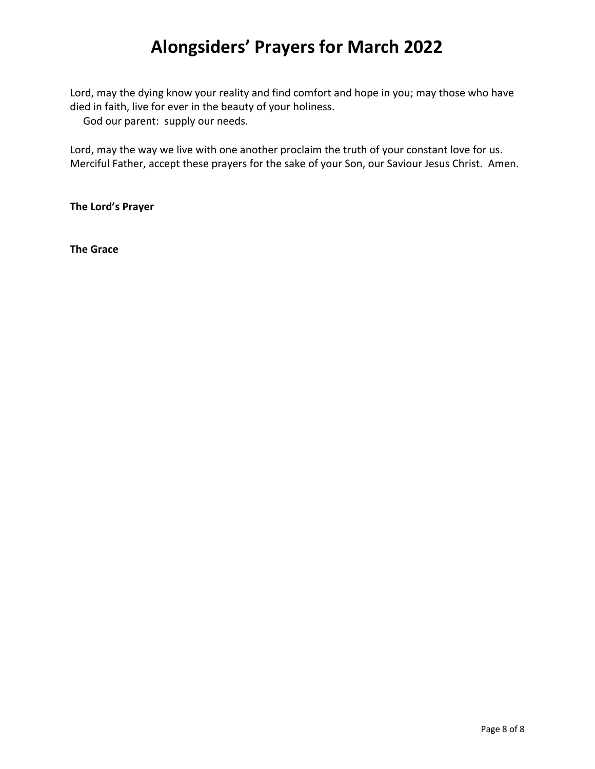# Alongsiders' Prayers for March 2022

Lord, may the dying know your reality and find comfort and hope in you; may those who have died in faith, live for ever in the beauty of your holiness.

God our parent: supply our needs.

Lord, may the way we live with one another proclaim the truth of your constant love for us. Merciful Father, accept these prayers for the sake of your Son, our Saviour Jesus Christ. Amen.

**The Lord's Prayer**

**The Grace**